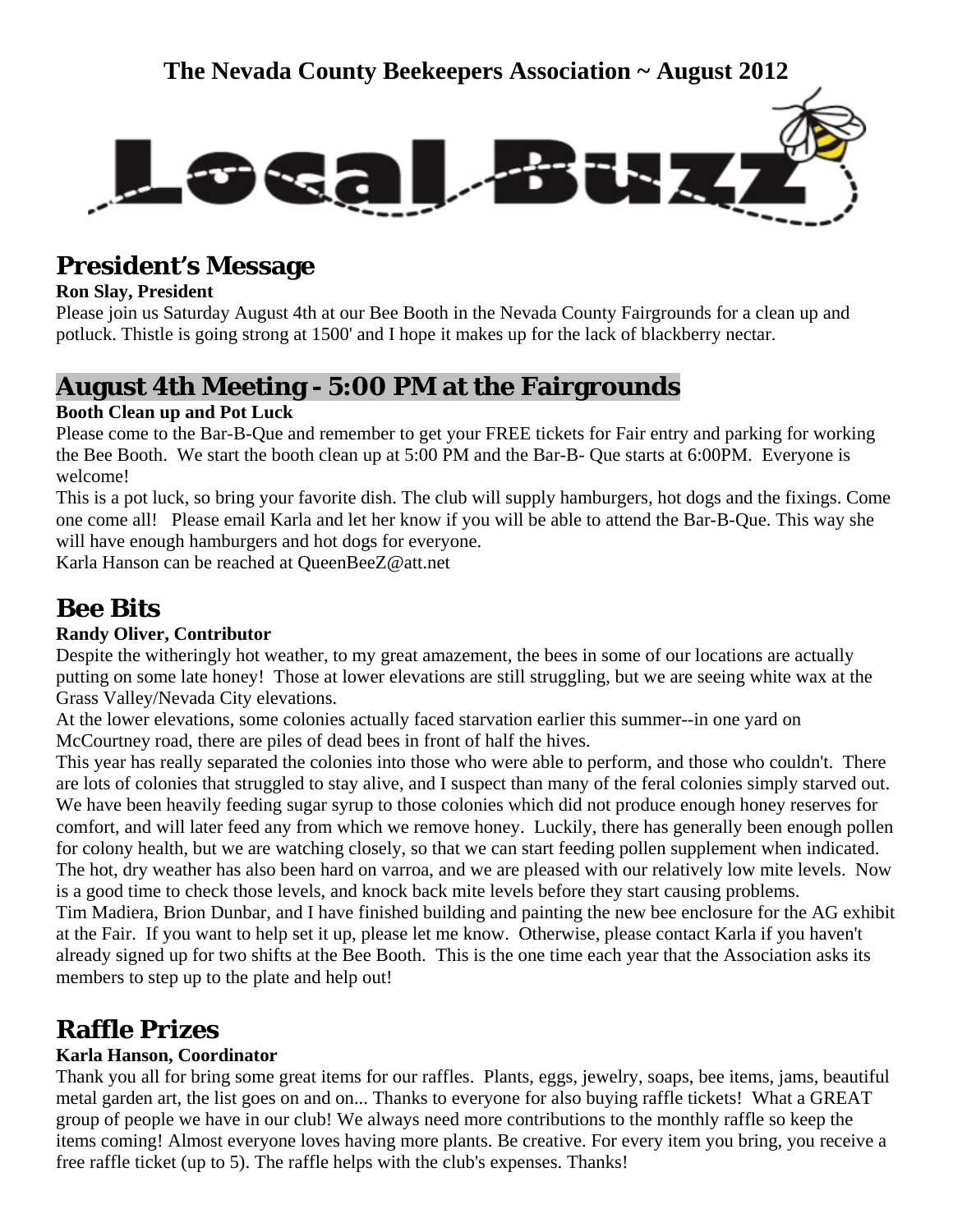**The Nevada County Beekeepers Association ~ August 2012**

# Local Buzz

## President's Message

**Ron Slay, President**

Please join us Saturday August 4th at our Bee Booth in the Nevada County Fairgrounds for a clean up and potluck. Thistle is going strong at 1500' and I hope it makes up for the lack of blackberry nectar.

## August 4th Meeting - 5:00 PM at the Fairgrounds

**Booth Clean up and Pot Luck**

Please come to the Bar-B-Que and remember to get your FREE tickets for Fair entry and parking for working the Bee Booth. We start the booth clean up at 5:00 PM and the Bar-B- Que starts at 6:00PM. Everyone is welcome!

This is a pot luck, so bring your favorite dish. The club will supply hamburgers, hot dogs and the fixings. Come one come all! Please email Karla and let her know if you will be able to attend the Bar-B-Que. This way she will have enough hamburgers and hot dogs for everyone.

Karla Hanson can be reached at QueenBeeZ@att.net

## Bee Bits

**Randy Oliver, Contributor**

Despite the witheringly hot weather, to my great amazement, the bees in some of our locations are actually putting on some late honey! Those at lower elevations are still struggling, but we are seeing white wax at the Grass Valley/Nevada City elevations.

At the lower elevations, some colonies actually faced starvation earlier this summer--in one yard on McCourtney road, there are piles of dead bees in front of half the hives.

This year has really separated the colonies into those who were able to perform, and those who couldn't. There are lots of colonies that struggled to stay alive, and I suspect than many of the feral colonies simply starved out. We have been heavily feeding sugar syrup to those colonies which did not produce enough honey reserves for comfort, and will later feed any from which we remove honey. Luckily, there has generally been enough pollen for colony health, but we are watching closely, so that we can start feeding pollen supplement when indicated. The hot, dry weather has also been hard on varroa, and we are pleased with our relatively low mite levels. Now is a good time to check those levels, and knock back mite levels before they start causing problems.

Tim Madiera, Brion Dunbar, and I have finished building and painting the new bee enclosure for the AG exhibit at the Fair. If you want to help set it up, please let me know. Otherwise, please contact Karla if you haven't already signed up for two shifts at the Bee Booth. This is the one time each year that the Association asks its members to step up to the plate and help out!

## Raffle Prizes

**Karla Hanson, Coordinator**

Thank you all for bring some great items for our raffles. Plants, eggs, jewelry, soaps, bee items, jams, beautiful metal garden art, the list goes on and on... Thanks to everyone for also buying raffle tickets! What a GREAT group of people we have in our club! We always need more contributions to the monthly raffle so keep the items coming! Almost everyone loves having more plants. Be creative. For every item you bring, you receive a free raffle ticket (up to 5). The raffle helps with the club's expenses. Thanks!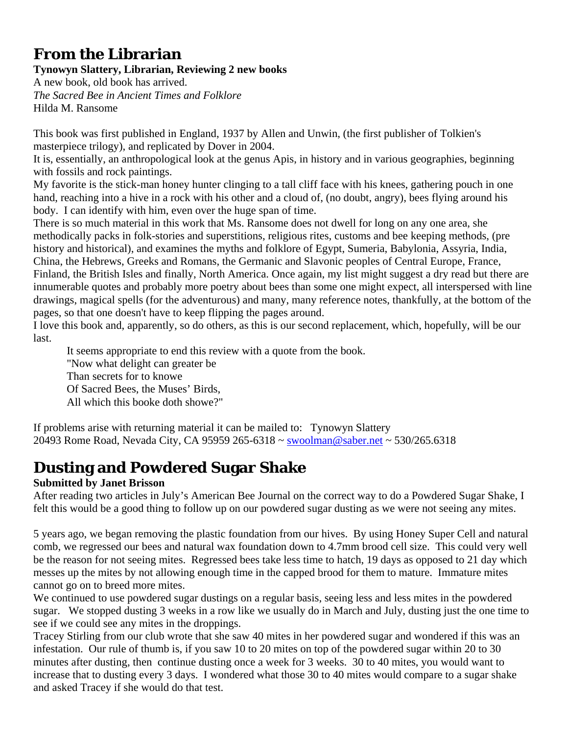## From the Librarian

**Tynowyn Slattery, Librarian, Reviewing 2 new books**

A new book, old book has arrived.

*The Sacred Bee in Ancient Times and Folklore*

Hilda M. Ransome

This book was first published in England, 1937 by Allen and Unwin, (the first publisher of Tolkien's masterpiece trilogy), and replicated by Dover in 2004.

It is, essentially, an anthropological look at the genus Apis, in history and in various geographies, beginning with fossils and rock paintings.

My favorite is the stick-man honey hunter clinging to a tall cliff face with his knees, gathering pouch in one hand, reaching into a hive in a rock with his other and a cloud of, (no doubt, angry), bees flying around his body. I can identify with him, even over the huge span of time.

There is so much material in this work that Ms. Ransome does not dwell for long on any one area, she methodically packs in folk-stories and superstitions, religious rites, customs and bee keeping methods, (pre history and historical), and examines the myths and folklore of Egypt, Sumeria, Babylonia, Assyria, India, China, the Hebrews, Greeks and Romans, the Germanic and Slavonic peoples of Central Europe, France, Finland, the British Isles and finally, North America. Once again, my list might suggest a dry read but there are innumerable quotes and probably more poetry about bees than some one might expect, all interspersed with line drawings, magical spells (for the adventurous) and many, many reference notes, thankfully, at the bottom of the pages, so that one doesn't have to keep flipping the pages around.

I love this book and, apparently, so do others, as this is our second replacement, which, hopefully, will be our last.

It seems appropriate to end this review with a quote from the book.

"Now what delight can greater be
Than secrets for to knowe
Of Sacred Bees, the Muses' Birds,
All which this booke doth showe?"

If problems arise with returning material it can be mailed to: Tynowyn Slattery
20493 Rome Road, Nevada City, CA 95959 265-6318 ~ swoolman@saber.net ~ 530/265.6318

## Dusting and Powdered Sugar Shake

**Submitted by Janet Brisson**

After reading two articles in July's American Bee Journal on the correct way to do a Powdered Sugar Shake, I felt this would be a good thing to follow up on our powdered sugar dusting as we were not seeing any mites.

5 years ago, we began removing the plastic foundation from our hives. By using Honey Super Cell and natural comb, we regressed our bees and natural wax foundation down to 4.7mm brood cell size. This could very well be the reason for not seeing mites. Regressed bees take less time to hatch, 19 days as opposed to 21 day which messes up the mites by not allowing enough time in the capped brood for them to mature. Immature mites cannot go on to breed more mites.

We continued to use powdered sugar dustings on a regular basis, seeing less and less mites in the powdered sugar. We stopped dusting 3 weeks in a row like we usually do in March and July, dusting just the one time to see if we could see any mites in the droppings.

Tracey Stirling from our club wrote that she saw 40 mites in her powdered sugar and wondered if this was an infestation. Our rule of thumb is, if you saw 10 to 20 mites on top of the powdered sugar within 20 to 30 minutes after dusting, then continue dusting once a week for 3 weeks. 30 to 40 mites, you would want to increase that to dusting every 3 days. I wondered what those 30 to 40 mites would compare to a sugar shake and asked Tracey if she would do that test.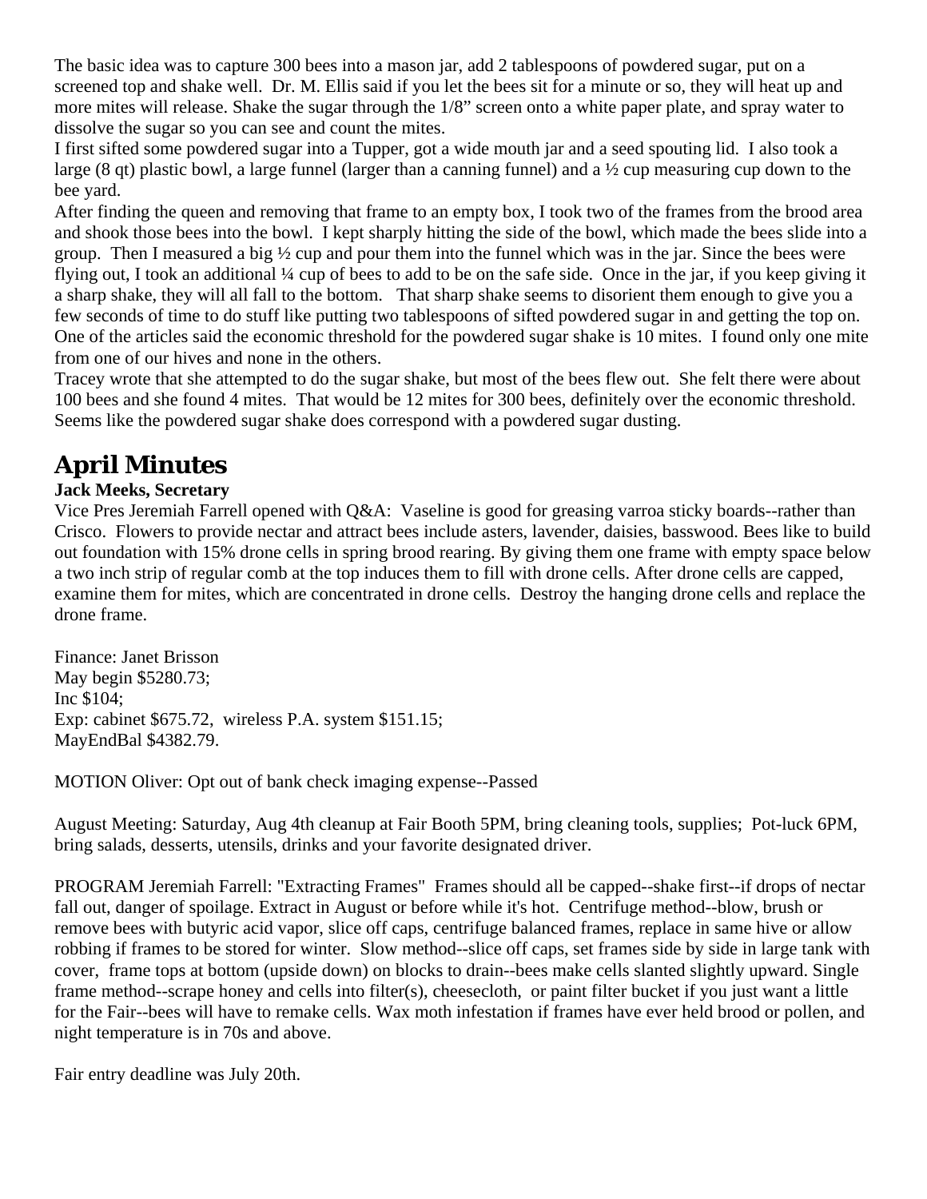The basic idea was to capture 300 bees into a mason jar, add 2 tablespoons of powdered sugar, put on a screened top and shake well. Dr. M. Ellis said if you let the bees sit for a minute or so, they will heat up and more mites will release. Shake the sugar through the 1/8" screen onto a white paper plate, and spray water to dissolve the sugar so you can see and count the mites.

I first sifted some powdered sugar into a Tupper, got a wide mouth jar and a seed spouting lid. I also took a large (8 qt) plastic bowl, a large funnel (larger than a canning funnel) and a ½ cup measuring cup down to the bee yard.

After finding the queen and removing that frame to an empty box, I took two of the frames from the brood area and shook those bees into the bowl. I kept sharply hitting the side of the bowl, which made the bees slide into a group. Then I measured a big ½ cup and pour them into the funnel which was in the jar. Since the bees were flying out, I took an additional ¼ cup of bees to add to be on the safe side. Once in the jar, if you keep giving it a sharp shake, they will all fall to the bottom. That sharp shake seems to disorient them enough to give you a few seconds of time to do stuff like putting two tablespoons of sifted powdered sugar in and getting the top on. One of the articles said the economic threshold for the powdered sugar shake is 10 mites. I found only one mite from one of our hives and none in the others.

Tracey wrote that she attempted to do the sugar shake, but most of the bees flew out. She felt there were about 100 bees and she found 4 mites. That would be 12 mites for 300 bees, definitely over the economic threshold. Seems like the powdered sugar shake does correspond with a powdered sugar dusting.

## April Minutes

**Jack Meeks, Secretary**

Vice Pres Jeremiah Farrell opened with Q&A: Vaseline is good for greasing varroa sticky boards--rather than Crisco. Flowers to provide nectar and attract bees include asters, lavender, daisies, basswood. Bees like to build out foundation with 15% drone cells in spring brood rearing. By giving them one frame with empty space below a two inch strip of regular comb at the top induces them to fill with drone cells. After drone cells are capped, examine them for mites, which are concentrated in drone cells. Destroy the hanging drone cells and replace the drone frame.

Finance: Janet Brisson
May begin $5280.73;
Inc $104;
Exp: cabinet $675.72, wireless P.A. system $151.15;
MayEndBal $4382.79.

MOTION Oliver: Opt out of bank check imaging expense--Passed

August Meeting: Saturday, Aug 4th cleanup at Fair Booth 5PM, bring cleaning tools, supplies; Pot-luck 6PM, bring salads, desserts, utensils, drinks and your favorite designated driver.

PROGRAM Jeremiah Farrell: "Extracting Frames" Frames should all be capped--shake first--if drops of nectar fall out, danger of spoilage. Extract in August or before while it's hot. Centrifuge method--blow, brush or remove bees with butyric acid vapor, slice off caps, centrifuge balanced frames, replace in same hive or allow robbing if frames to be stored for winter. Slow method--slice off caps, set frames side by side in large tank with cover, frame tops at bottom (upside down) on blocks to drain--bees make cells slanted slightly upward. Single frame method--scrape honey and cells into filter(s), cheesecloth, or paint filter bucket if you just want a little for the Fair--bees will have to remake cells. Wax moth infestation if frames have ever held brood or pollen, and night temperature is in 70s and above.

Fair entry deadline was July 20th.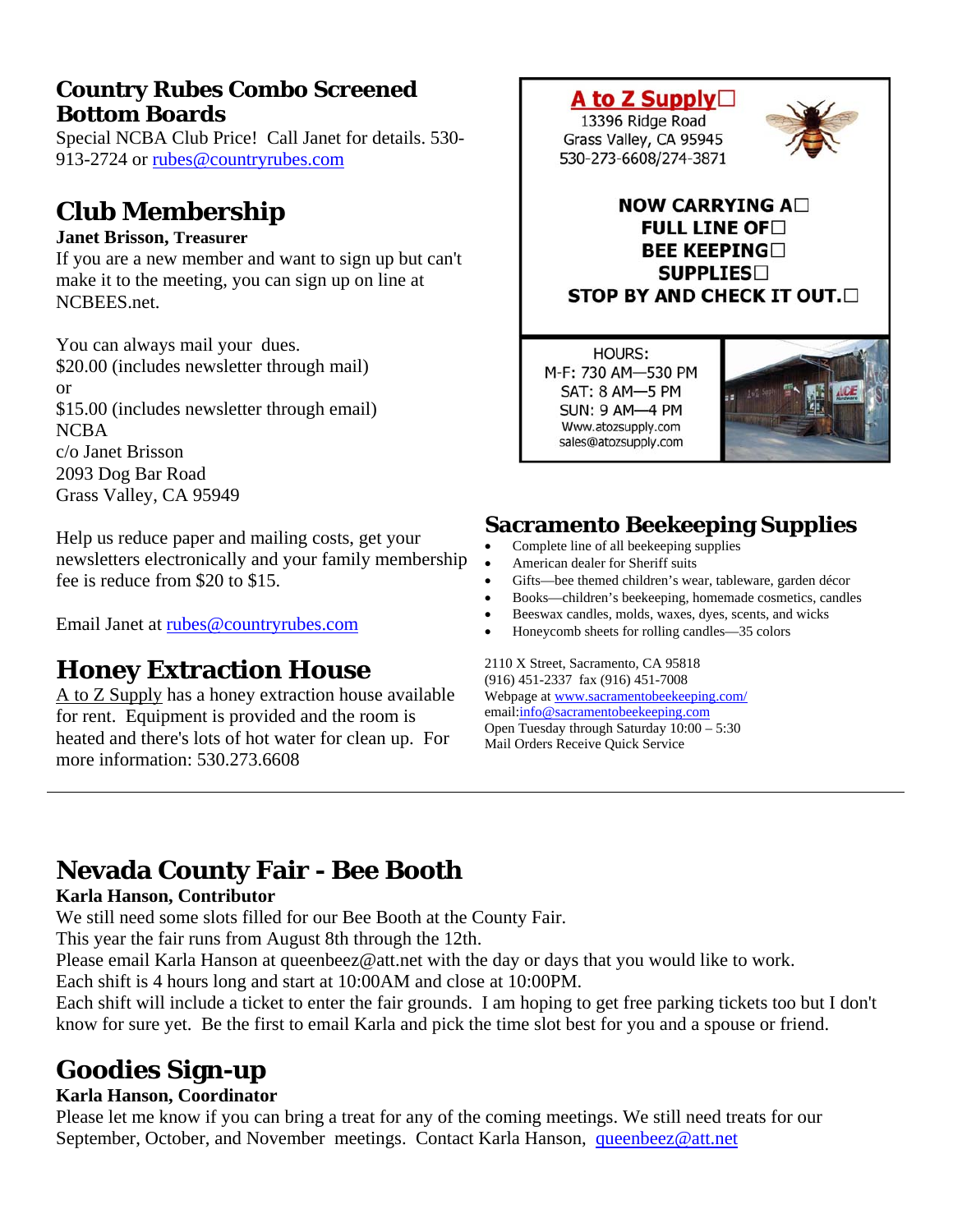## Country Rubes Combo Screened Bottom Boards

Special NCBA Club Price! Call Janet for details. 530-913-2724 or rubes@countryrubes.com

## Club Membership

**Janet Brisson, Treasurer**

If you are a new member and want to sign up but can't make it to the meeting, you can sign up on line at NCBEES.net.

You can always mail your dues.
$20.00 (includes newsletter through mail)
or
$15.00 (includes newsletter through email)
NCBA
c/o Janet Brisson
2093 Dog Bar Road
Grass Valley, CA 95949

Help us reduce paper and mailing costs, get your newsletters electronically and your family membership fee is reduce from $20 to $15.

Email Janet at rubes@countryrubes.com

## Honey Extraction House

A to Z Supply has a honey extraction house available for rent. Equipment is provided and the room is heated and there's lots of hot water for clean up. For more information: 530.273.6608

**A to Z Supply**
13396 Ridge Road
Grass Valley, CA 95945
530-273-6608/274-3871

**NOW CARRYING A FULL LINE OF BEE KEEPING SUPPLIES
STOP BY AND CHECK IT OUT.**

HOURS:
M-F: 730 AM—530 PM
SAT: 8 AM—5 PM
SUN: 9 AM—4 PM
Www.atozsupply.com
sales@atozsupply.com

## Sacramento Beekeeping Supplies

- Complete line of all beekeeping supplies
- American dealer for Sheriff suits
- Gifts—bee themed children's wear, tableware, garden décor
- Books—children's beekeeping, homemade cosmetics, candles
- Beeswax candles, molds, waxes, dyes, scents, and wicks
- Honeycomb sheets for rolling candles—35 colors

2110 X Street, Sacramento, CA 95818
(916) 451-2337 fax (916) 451-7008
Webpage at www.sacramentobeekeeping.com/
email:info@sacramentobeekeeping.com
Open Tuesday through Saturday 10:00 – 5:30
Mail Orders Receive Quick Service

---

## Nevada County Fair - Bee Booth

**Karla Hanson, Contributor**

We still need some slots filled for our Bee Booth at the County Fair.
This year the fair runs from August 8th through the 12th.
Please email Karla Hanson at queenbeez@att.net with the day or days that you would like to work.
Each shift is 4 hours long and start at 10:00AM and close at 10:00PM.
Each shift will include a ticket to enter the fair grounds. I am hoping to get free parking tickets too but I don't know for sure yet. Be the first to email Karla and pick the time slot best for you and a spouse or friend.

## Goodies Sign-up

**Karla Hanson, Coordinator**

Please let me know if you can bring a treat for any of the coming meetings. We still need treats for our September, October, and November meetings. Contact Karla Hanson, queenbeez@att.net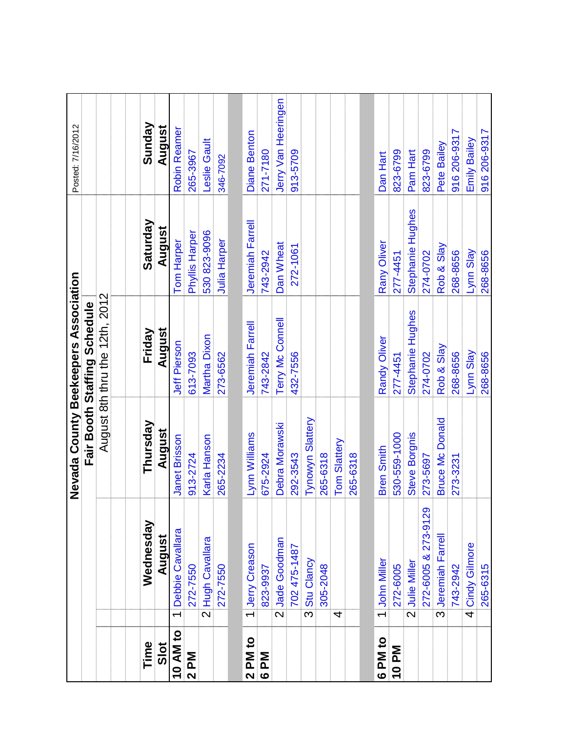# Nevada County Beekeepers Association

## Fair Booth Staffing Schedule

August 8th thru the 12th, 2012

Posted: 7/16/2012

| Time Slot | | Wednesday August | Thursday August | Friday August | Saturday August | Sunday August |
|---|---|---|---|---|---|---|
| 10 AM to 2 PM | 1 | Debbie Cavallara | Janet Brisson | Jeff Pierson | Tom Harper | Robin Reamer |
| | | 272-7550 | 913-2724 | 613-7093 | Phyllis Harper | 265-3967 |
| | 2 | Hugh Cavallara | Karla Hanson | Martha Dixon | 530 823-9096 | Leslie Gault |
| | | 272-7550 | 265-2234 | 273-6562 | Julia Harper | 346-7092 |
| 2 PM to 6 PM | 1 | Jerry Creason | Lynn Williams | Jeremiah Farrell | Jeremiah Farrell | Diane Benton |
| | | 823-9937 | 675-2924 | 743-2842 | 743-2942 | 271-7180 |
| | 2 | Jade Goodman | Debra Morawski | Terry Mc Connell | Dan Wheat | Jerry Van Heeringen |
| | | 702 475-1487 | 292-3543 | 432-7556 | 272-1061 | 913-5709 |
| | 3 | Stu Clancy | Tynowyn Slattery | | | |
| | | 305-2048 | 265-6318 | | | |
| | 4 | | Tom Slattery | | | |
| | | | 265-6318 | | | |
| 6 PM to 10 PM | 1 | John Miller | Bren Smith | Randy Oliver | Rany Oliver | Dan Hart |
| | | 272-6005 | 530-559-1000 | 277-4451 | 277-4451 | 823-6799 |
| | 2 | Julie Miller | Steve Borgnis | Stephanie Hughes | Stephanie Hughes | Pam Hart |
| | | 272-6005 & 273-9129 | 273-5697 | 274-0702 | 274-0702 | 823-6799 |
| | 3 | Jeremiah Farrell | Bruce Mc Donald | Rob & Slay | Rob & Slay | Pete Bailey |
| | | 743-2942 | 273-3231 | 268-8656 | 268-8656 | 916 206-9317 |
| | 4 | Cindy Gilmore | | Lynn Slay | Lynn Slay | Emily Bailey |
| | | 265-6315 | | 268-8656 | 268-8656 | 916 206-9317 |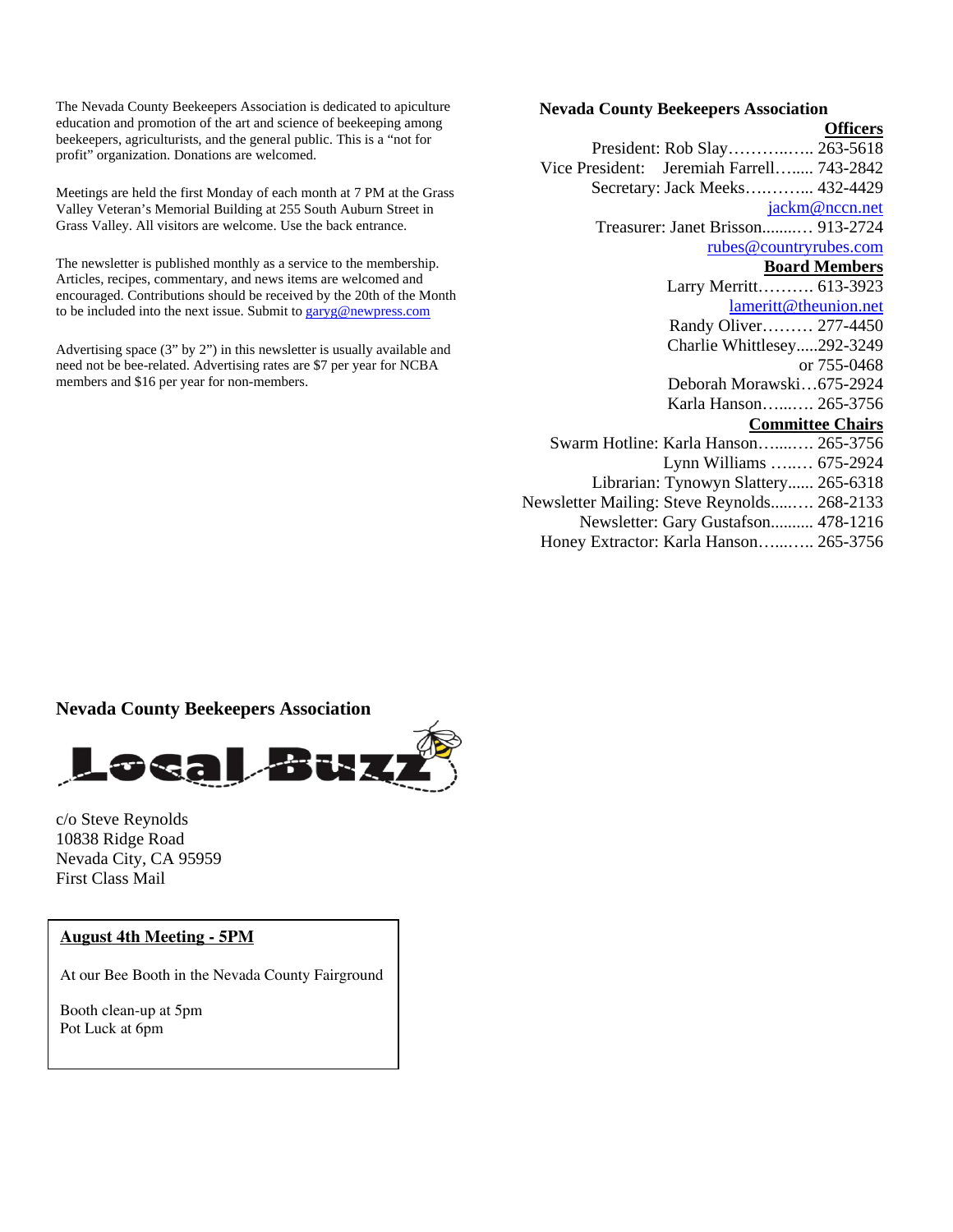The Nevada County Beekeepers Association is dedicated to apiculture education and promotion of the art and science of beekeeping among beekeepers, agriculturists, and the general public. This is a "not for profit" organization. Donations are welcomed.

Meetings are held the first Monday of each month at 7 PM at the Grass Valley Veteran's Memorial Building at 255 South Auburn Street in Grass Valley. All visitors are welcome. Use the back entrance.

The newsletter is published monthly as a service to the membership. Articles, recipes, commentary, and news items are welcomed and encouraged. Contributions should be received by the 20th of the Month to be included into the next issue. Submit to garyg@newpress.com

Advertising space (3" by 2") in this newsletter is usually available and need not be bee-related. Advertising rates are $7 per year for NCBA members and $16 per year for non-members.

**Nevada County Beekeepers Association**

**Officers**

President: Rob Slay………..….. 263-5618
Vice President: Jeremiah Farrell…..... 743-2842
Secretary: Jack Meeks…….…... 432-4429
jackm@nccn.net
Treasurer: Janet Brisson.........… 913-2724
rubes@countryrubes.com

**Board Members**

Larry Merritt………. 613-3923
lameritt@theunion.net
Randy Oliver……… 277-4450
Charlie Whittlesey.....292-3249
or 755-0468
Deborah Morawski…675-2924
Karla Hanson…..….. 265-3756

**Committee Chairs**

Swarm Hotline: Karla Hanson…..….. 265-3756
Lynn Williams …..… 675-2924
Librarian: Tynowyn Slattery...... 265-6318
Newsletter Mailing: Steve Reynolds....…. 268-2133
Newsletter: Gary Gustafson.......... 478-1216
Honey Extractor: Karla Hanson…..….. 265-3756

**Nevada County Beekeepers Association**

**Local Buzz**

c/o Steve Reynolds
10838 Ridge Road
Nevada City, CA 95959
First Class Mail

**August 4th Meeting - 5PM**

At our Bee Booth in the Nevada County Fairground

Booth clean-up at 5pm
Pot Luck at 6pm